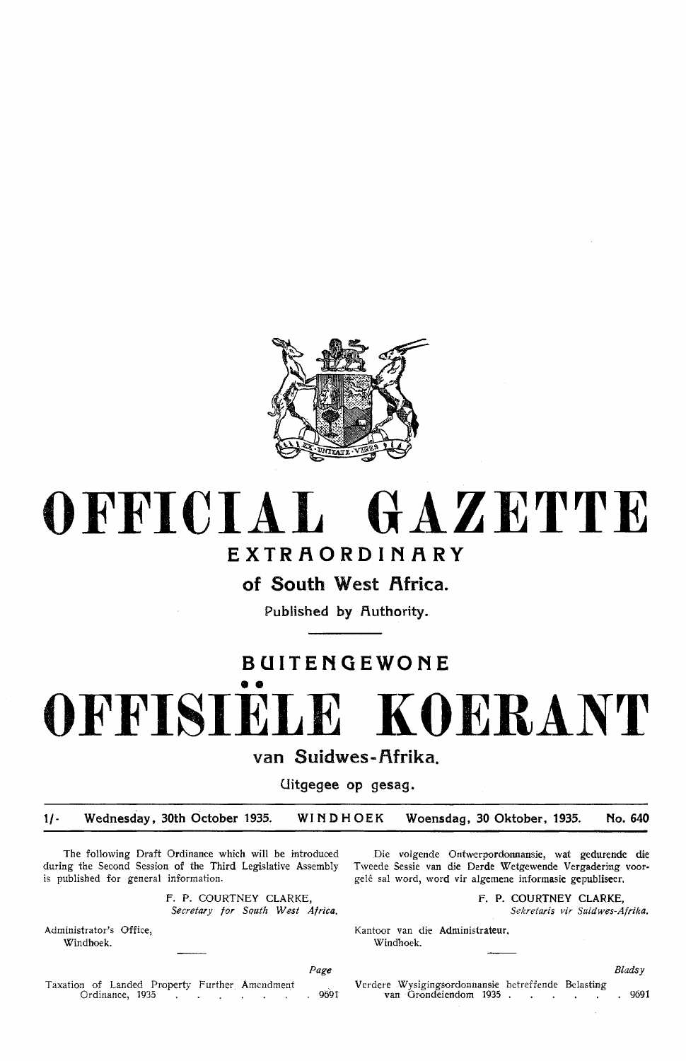# OFFICIAL GAZETTE

## EXTRAORDINARY

### of South West Africa.

Published by Authority.

## BUITENGEWONE

# OFFISIËLE KOERANT

### van Suidwes-Afrika.

Uitgegee op gesag.

1/- Wednesday, 30th October 1935. WINDHOEK Woensdag, 30 Oktober, 1935. No. 640

The following Draft Ordinance which will be introduced during the Second Session of the Third Legislative Assembly is published for general information.

F. P. COURTNEY CLARKE,
*Secretary for South West Africa.*

Administrator's Office,
Windhoek.

| | Page |
|---|---|
| Taxation of Landed Property Further Amendment Ordinance, 1935 | 9691 |

Die volgende Ontwerpordonnansie, wat gedurende die Tweede Sessie van die Derde Wetgewende Vergadering voorgelê sal word, word vir algemene informasie gepubliseer.

F. P. COURTNEY CLARKE,
*Sekretaris vir Suidwes-Afrika.*

Kantoor van die Administrateur,
Windhoek.

| | Bladsy |
|---|---|
| Verdere Wysigingsordonnansie betreffende Belasting van Grondeiendom 1935 | 9691 |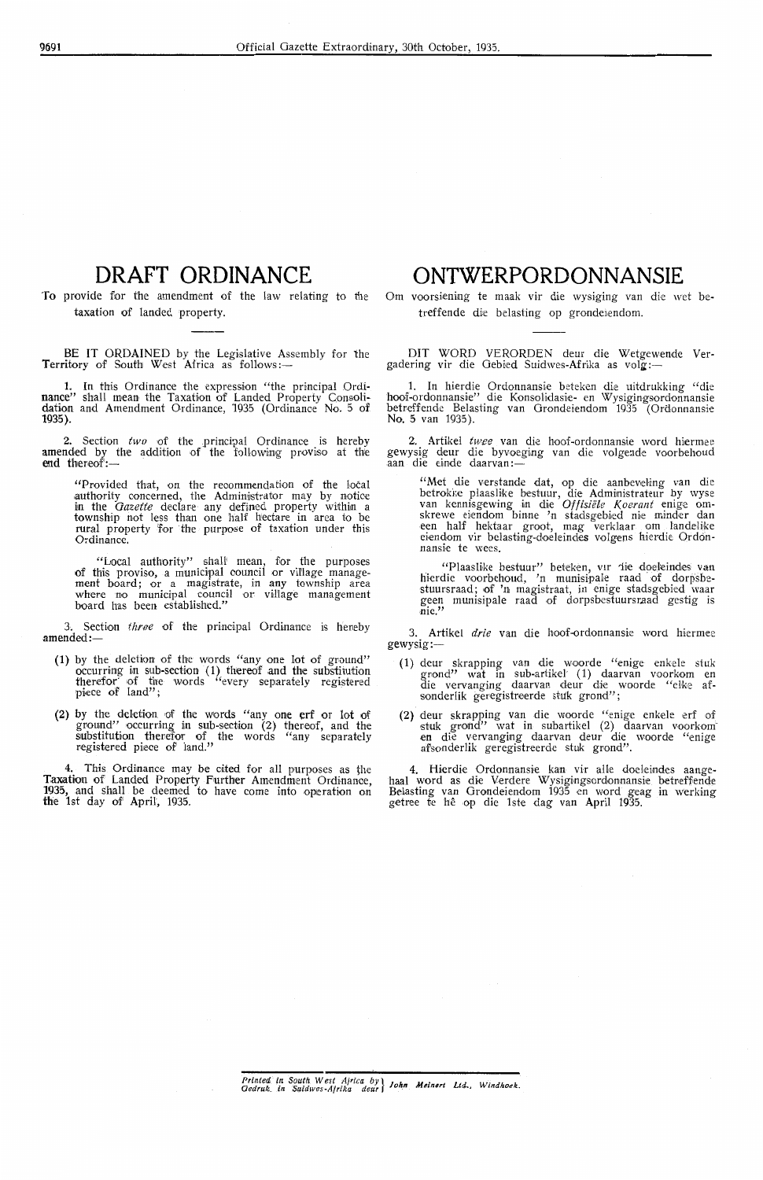# DRAFT ORDINANCE

To provide for the amendment of the law relating to the taxation of landed property.

BE IT ORDAINED by the Legislative Assembly for the Territory of South West Africa as follows:—

1. In this Ordinance the expression "the principal Ordinance" shall mean the Taxation of Landed Property Consolidation and Amendment Ordinance, 1935 (Ordinance No. 5 of 1935).

2. Section *two* of the principal Ordinance is hereby amended by the addition of the following proviso at the end thereof:—

> "Provided that, on the recommendation of the local authority concerned, the Administrator may by notice in the *Gazette* declare any defined property within a township not less than one half hectare in area to be rural property for the purpose of taxation under this Ordinance.
>
> "Local authority" shall mean, for the purposes of this proviso, a municipal council or village management board; or a magistrate, in any township area where no municipal council or village management board has been established."

3. Section *three* of the principal Ordinance is hereby amended:—

(1) by the deletion of the words "any one lot of ground" occurring in sub-section (1) thereof and the substitution therefor of the words "every separately registered piece of land";

(2) by the deletion of the words "any one erf or lot of ground" occurring in sub-section (2) thereof, and the substitution therefor of the words "any separately registered piece of land."

4. This Ordinance may be cited for all purposes as the Taxation of Landed Property Further Amendment Ordinance, 1935, and shall be deemed to have come into operation on the 1st day of April, 1935.

# ONTWERPORDONNANSIE

Om voorsiening te maak vir die wysiging van die wet betreffende die belasting op grondeiendom.

DIT WORD VERORDEN deur die Wetgewende Vergadering vir die Gebied Suidwes-Afrika as volg:—

1. In hierdie Ordonnansie beteken die uitdrukking "die hoof-ordonnansie" die Konsolidasie- en Wysigingsordonnansie betreffende Belasting van Grondeiendom 1935 (Ordonnansie No. 5 van 1935).

2. Artikel *twee* van die hoof-ordonnansie word hiermee gewysig deur die byvoeging van die volgende voorbehoud aan die einde daarvan:—

> "Met die verstande dat, op die aanbeveling van die betrokke plaaslike bestuur, die Administrateur by wyse van kennisgewing in die *Offisiële Koerant* enige omskrewe eiendom binne 'n stadsgebied nie minder dan een half hektaar groot, mag verklaar om landelike eiendom vir belasting-doeleindes volgens hierdie Ordonnansie te wees.
>
> "Plaaslike bestuur" beteken, vir die doeleindes van hierdie voorbehoud, 'n munisipale raad of dorpsbestuursraad; of 'n magistraat, in enige stadsgebied waar geen munisipale raad of dorpsbestuursraad gestig is nie."

3. Artikel *drie* van die hoof-ordonnansie word hiermee gewysig:—

(1) deur skrapping van die woorde "enige enkele stuk grond" wat in sub-artikel (1) daarvan voorkom en die vervanging daarvan deur die woorde "elke afsonderlik geregistreerde stuk grond";

(2) deur skrapping van die woorde "enige enkele erf of stuk grond" wat in subartikel (2) daarvan voorkom en die vervanging daarvan deur die woorde "enige afsonderlik geregistreerde stuk grond".

4. Hierdie Ordonnansie kan vir alle doeleindes aangehaal word as die Verdere Wysigingsordonnansie betreffende Belasting van Grondeiendom 1935 en word geag in werking getree te hê op die 1ste dag van April 1935.

*Printed in South West Africa by / Gedruk in Suidwes-Afrika deur* John Meinert Ltd., Windhoek.